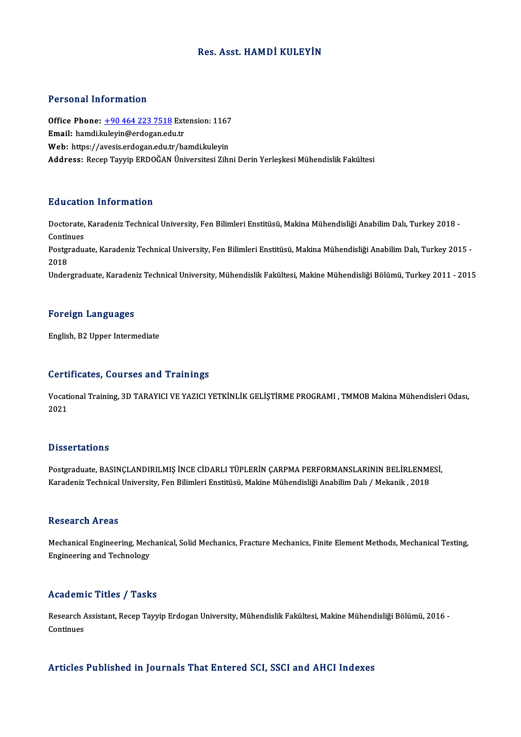# Res. Asst. HAMDİ KULEYİN

## Personal Information

**Office Phone:** +90 464 223 7518 Extension: 1167
**Email:** hamdi.kuleyin@erdogan.edu.tr
**Web:** https://avesis.erdogan.edu.tr/hamdi.kuleyin
**Address:** Recep Tayyip ERDOĞAN Üniversitesi Zihni Derin Yerleşkesi Mühendislik Fakültesi

## Education Information

Doctorate, Karadeniz Technical University, Fen Bilimleri Enstitüsü, Makina Mühendisliği Anabilim Dalı, Turkey 2018 - Continues

Postgraduate, Karadeniz Technical University, Fen Bilimleri Enstitüsü, Makina Mühendisliği Anabilim Dalı, Turkey 2015 - 2018

Undergraduate, Karadeniz Technical University, Mühendislik Fakültesi, Makine Mühendisliği Bölümü, Turkey 2011 - 2015

## Foreign Languages

English, B2 Upper Intermediate

## Certificates, Courses and Trainings

Vocational Training, 3D TARAYICI VE YAZICI YETKİNLİK GELİŞTİRME PROGRAMI , TMMOB Makina Mühendisleri Odası, 2021

## Dissertations

Postgraduate, BASINÇLANDIRILMIŞ İNCE CİDARLI TÜPLERİN ÇARPMA PERFORMANSLARININ BELİRLENMESİ, Karadeniz Technical University, Fen Bilimleri Enstitüsü, Makine Mühendisliği Anabilim Dalı / Mekanik , 2018

## Research Areas

Mechanical Engineering, Mechanical, Solid Mechanics, Fracture Mechanics, Finite Element Methods, Mechanical Testing, Engineering and Technology

## Academic Titles / Tasks

Research Assistant, Recep Tayyip Erdogan University, Mühendislik Fakültesi, Makine Mühendisliği Bölümü, 2016 - Continues

## Articles Published in Journals That Entered SCI, SSCI and AHCI Indexes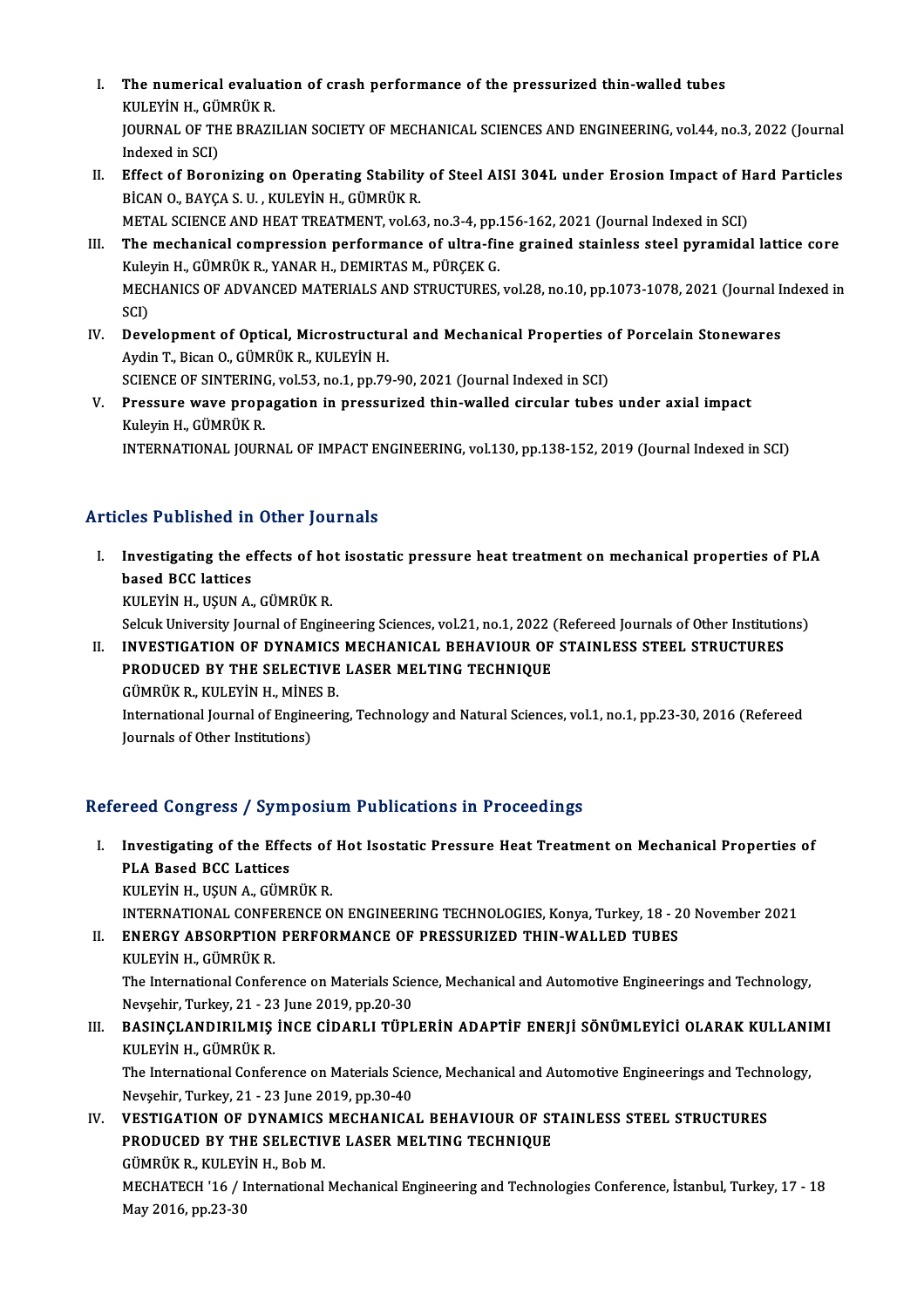I. **The numerical evaluation of crash performance of the pressurized thin-walled tubes**
KULEYİN H., GÜMRÜK R.
JOURNAL OF THE BRAZILIAN SOCIETY OF MECHANICAL SCIENCES AND ENGINEERING, vol.44, no.3, 2022 (Journal Indexed in SCI)

II. **Effect of Boronizing on Operating Stability of Steel AISI 304L under Erosion Impact of Hard Particles**
BİCAN O., BAYÇA S. U. , KULEYİN H., GÜMRÜK R.
METAL SCIENCE AND HEAT TREATMENT, vol.63, no.3-4, pp.156-162, 2021 (Journal Indexed in SCI)

III. **The mechanical compression performance of ultra-fine grained stainless steel pyramidal lattice core**
Kuleyin H., GÜMRÜK R., YANAR H., DEMIRTAS M., PÜRÇEK G.
MECHANICS OF ADVANCED MATERIALS AND STRUCTURES, vol.28, no.10, pp.1073-1078, 2021 (Journal Indexed in SCI)

IV. **Development of Optical, Microstructural and Mechanical Properties of Porcelain Stonewares**
Aydin T., Bican O., GÜMRÜK R., KULEYİN H.
SCIENCE OF SINTERING, vol.53, no.1, pp.79-90, 2021 (Journal Indexed in SCI)

V. **Pressure wave propagation in pressurized thin-walled circular tubes under axial impact**
Kuleyin H., GÜMRÜK R.
INTERNATIONAL JOURNAL OF IMPACT ENGINEERING, vol.130, pp.138-152, 2019 (Journal Indexed in SCI)

## Articles Published in Other Journals

I. **Investigating the effects of hot isostatic pressure heat treatment on mechanical properties of PLA based BCC lattices**
KULEYİN H., UŞUN A., GÜMRÜK R.
Selcuk University Journal of Engineering Sciences, vol.21, no.1, 2022 (Refereed Journals of Other Institutions)

II. **INVESTIGATION OF DYNAMICS MECHANICAL BEHAVIOUR OF STAINLESS STEEL STRUCTURES PRODUCED BY THE SELECTIVE LASER MELTING TECHNIQUE**
GÜMRÜK R., KULEYİN H., MİNES B.
International Journal of Engineering, Technology and Natural Sciences, vol.1, no.1, pp.23-30, 2016 (Refereed Journals of Other Institutions)

## Refereed Congress / Symposium Publications in Proceedings

I. **Investigating of the Effects of Hot Isostatic Pressure Heat Treatment on Mechanical Properties of PLA Based BCC Lattices**
KULEYİN H., UŞUN A., GÜMRÜK R.
INTERNATIONAL CONFERENCE ON ENGINEERING TECHNOLOGIES, Konya, Turkey, 18 - 20 November 2021

II. **ENERGY ABSORPTION PERFORMANCE OF PRESSURIZED THIN-WALLED TUBES**
KULEYİN H., GÜMRÜK R.
The International Conference on Materials Science, Mechanical and Automotive Engineerings and Technology, Nevşehir, Turkey, 21 - 23 June 2019, pp.20-30

III. **BASINÇLANDIRILMIŞ İNCE CİDARLI TÜPLERİN ADAPTİF ENERJİ SÖNÜMLEYİCİ OLARAK KULLANIMI**
KULEYİN H., GÜMRÜK R.
The International Conference on Materials Science, Mechanical and Automotive Engineerings and Technology, Nevşehir, Turkey, 21 - 23 June 2019, pp.30-40

IV. **VESTIGATION OF DYNAMICS MECHANICAL BEHAVIOUR OF STAINLESS STEEL STRUCTURES PRODUCED BY THE SELECTIVE LASER MELTING TECHNIQUE**
GÜMRÜK R., KULEYİN H., Bob M.
MECHATECH '16 / International Mechanical Engineering and Technologies Conference, İstanbul, Turkey, 17 - 18 May 2016, pp.23-30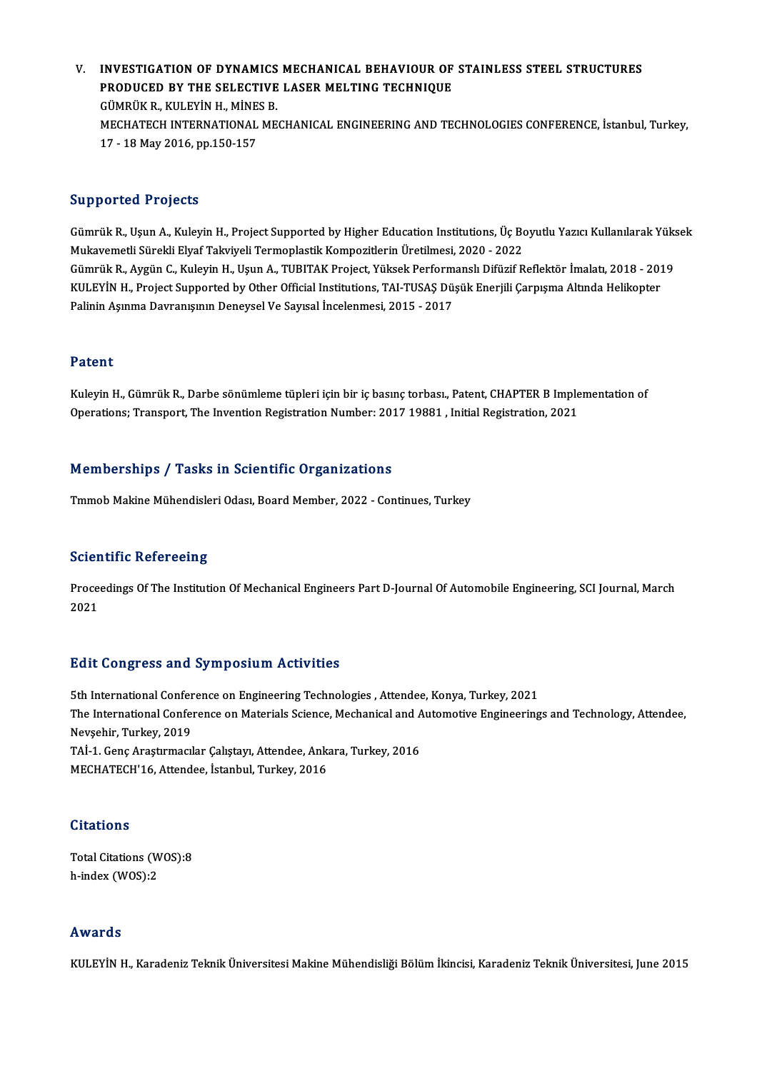V. **INVESTIGATION OF DYNAMICS MECHANICAL BEHAVIOUR OF STAINLESS STEEL STRUCTURES PRODUCED BY THE SELECTIVE LASER MELTING TECHNIQUE**
   GÜMRÜK R., KULEYİN H., MİNES B.
   MECHATECH INTERNATIONAL MECHANICAL ENGINEERING AND TECHNOLOGIES CONFERENCE, İstanbul, Turkey, 17 - 18 May 2016, pp.150-157

## Supported Projects

Gümrük R., Uşun A., Kuleyin H., Project Supported by Higher Education Institutions, Üç Boyutlu Yazıcı Kullanılarak Yüksek Mukavemetli Sürekli Elyaf Takviyeli Termoplastik Kompozitlerin Üretilmesi, 2020 - 2022
Gümrük R., Aygün C., Kuleyin H., Uşun A., TUBITAK Project, Yüksek Performanslı Difüzif Reflektör İmalatı, 2018 - 2019
KULEYİN H., Project Supported by Other Official Institutions, TAI-TUSAŞ Düşük Enerjili Çarpışma Altında Helikopter Palinin Aşınma Davranışının Deneysel Ve Sayısal İncelenmesi, 2015 - 2017

## Patent

Kuleyin H., Gümrük R., Darbe sönümleme tüpleri için bir iç basınç torbası., Patent, CHAPTER B Implementation of Operations; Transport, The Invention Registration Number: 2017 19881 , Initial Registration, 2021

## Memberships / Tasks in Scientific Organizations

Tmmob Makine Mühendisleri Odası, Board Member, 2022 - Continues, Turkey

## Scientific Refereeing

Proceedings Of The Institution Of Mechanical Engineers Part D-Journal Of Automobile Engineering, SCI Journal, March 2021

## Edit Congress and Symposium Activities

5th International Conference on Engineering Technologies , Attendee, Konya, Turkey, 2021
The International Conference on Materials Science, Mechanical and Automotive Engineerings and Technology, Attendee, Nevşehir, Turkey, 2019
TAİ-1. Genç Araştırmacılar Çalıştayı, Attendee, Ankara, Turkey, 2016
MECHATECH'16, Attendee, İstanbul, Turkey, 2016

## Citations

Total Citations (WOS):8
h-index (WOS):2

## Awards

KULEYİN H., Karadeniz Teknik Üniversitesi Makine Mühendisliği Bölüm İkincisi, Karadeniz Teknik Üniversitesi, June 2015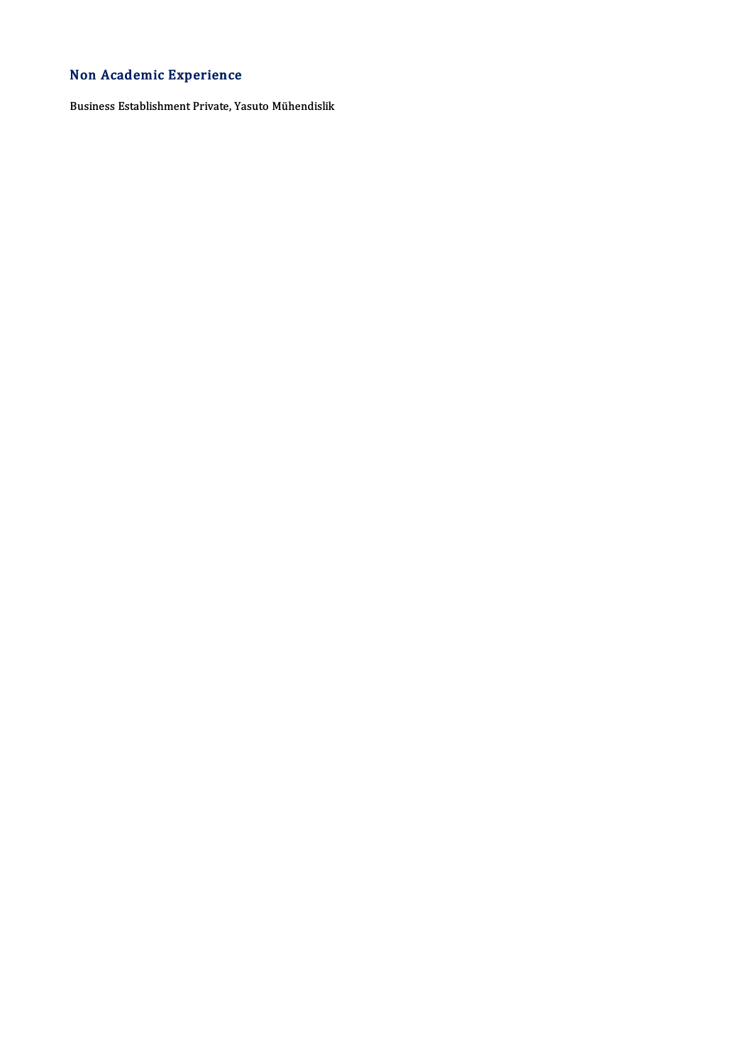## Non Academic Experience

Business Establishment Private, Yasuto Mühendislik